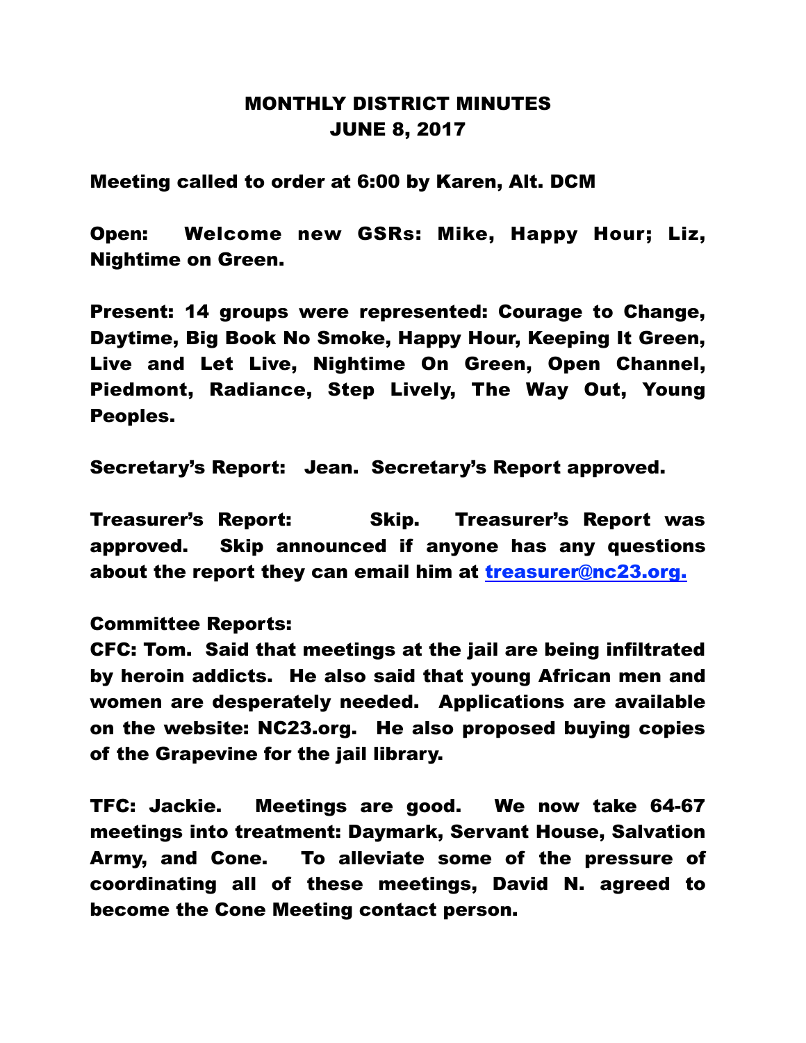# MONTHLY DISTRICT MINUTES
## JUNE 8, 2017

Meeting called to order at 6:00 by Karen, Alt. DCM

Open: Welcome new GSRs: Mike, Happy Hour; Liz, Nightime on Green.

Present: 14 groups were represented: Courage to Change, Daytime, Big Book No Smoke, Happy Hour, Keeping It Green, Live and Let Live, Nightime On Green, Open Channel, Piedmont, Radiance, Step Lively, The Way Out, Young Peoples.

Secretary's Report: Jean. Secretary's Report approved.

Treasurer's Report: Skip. Treasurer's Report was approved. Skip announced if anyone has any questions about the report they can email him at treasurer@nc23.org.

Committee Reports:

CFC: Tom. Said that meetings at the jail are being infiltrated by heroin addicts. He also said that young African men and women are desperately needed. Applications are available on the website: NC23.org. He also proposed buying copies of the Grapevine for the jail library.

TFC: Jackie. Meetings are good. We now take 64-67 meetings into treatment: Daymark, Servant House, Salvation Army, and Cone. To alleviate some of the pressure of coordinating all of these meetings, David N. agreed to become the Cone Meeting contact person.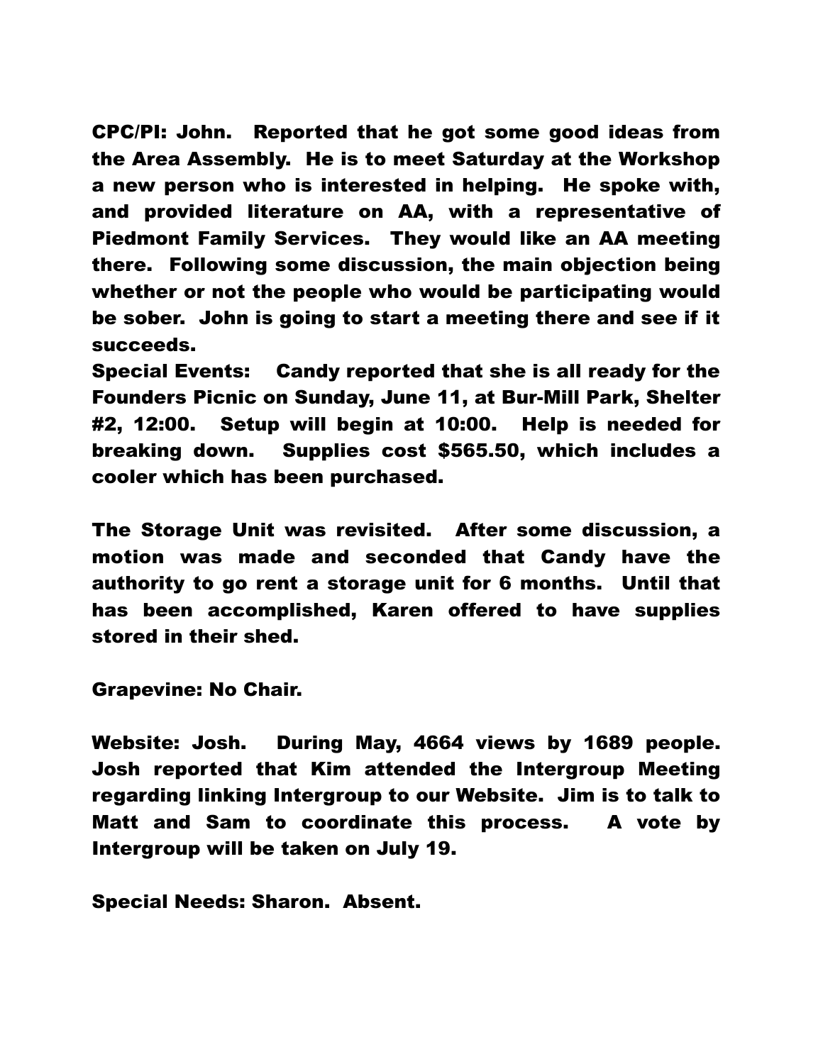CPC/PI: John. Reported that he got some good ideas from the Area Assembly. He is to meet Saturday at the Workshop a new person who is interested in helping. He spoke with, and provided literature on AA, with a representative of Piedmont Family Services. They would like an AA meeting there. Following some discussion, the main objection being whether or not the people who would be participating would be sober. John is going to start a meeting there and see if it succeeds.

Special Events: Candy reported that she is all ready for the Founders Picnic on Sunday, June 11, at Bur-Mill Park, Shelter #2, 12:00. Setup will begin at 10:00. Help is needed for breaking down. Supplies cost $565.50, which includes a cooler which has been purchased.

The Storage Unit was revisited. After some discussion, a motion was made and seconded that Candy have the authority to go rent a storage unit for 6 months. Until that has been accomplished, Karen offered to have supplies stored in their shed.

Grapevine: No Chair.

Website: Josh. During May, 4664 views by 1689 people. Josh reported that Kim attended the Intergroup Meeting regarding linking Intergroup to our Website. Jim is to talk to Matt and Sam to coordinate this process. A vote by Intergroup will be taken on July 19.

Special Needs: Sharon. Absent.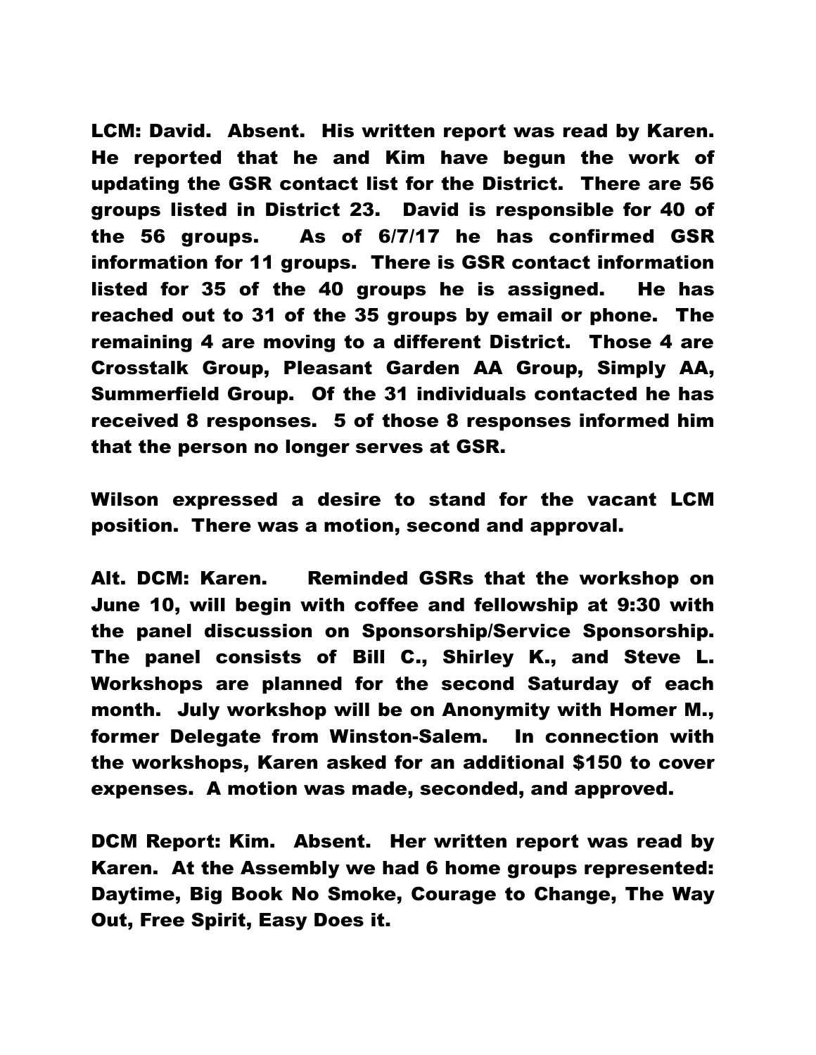**LCM: David. Absent. His written report was read by Karen. He reported that he and Kim have begun the work of updating the GSR contact list for the District. There are 56 groups listed in District 23. David is responsible for 40 of the 56 groups. As of 6/7/17 he has confirmed GSR information for 11 groups. There is GSR contact information listed for 35 of the 40 groups he is assigned. He has reached out to 31 of the 35 groups by email or phone. The remaining 4 are moving to a different District. Those 4 are Crosstalk Group, Pleasant Garden AA Group, Simply AA, Summerfield Group. Of the 31 individuals contacted he has received 8 responses. 5 of those 8 responses informed him that the person no longer serves at GSR.**

**Wilson expressed a desire to stand for the vacant LCM position. There was a motion, second and approval.**

**Alt. DCM: Karen. Reminded GSRs that the workshop on June 10, will begin with coffee and fellowship at 9:30 with the panel discussion on Sponsorship/Service Sponsorship. The panel consists of Bill C., Shirley K., and Steve L. Workshops are planned for the second Saturday of each month. July workshop will be on Anonymity with Homer M., former Delegate from Winston-Salem. In connection with the workshops, Karen asked for an additional $150 to cover expenses. A motion was made, seconded, and approved.**

**DCM Report: Kim. Absent. Her written report was read by Karen. At the Assembly we had 6 home groups represented: Daytime, Big Book No Smoke, Courage to Change, The Way Out, Free Spirit, Easy Does it.**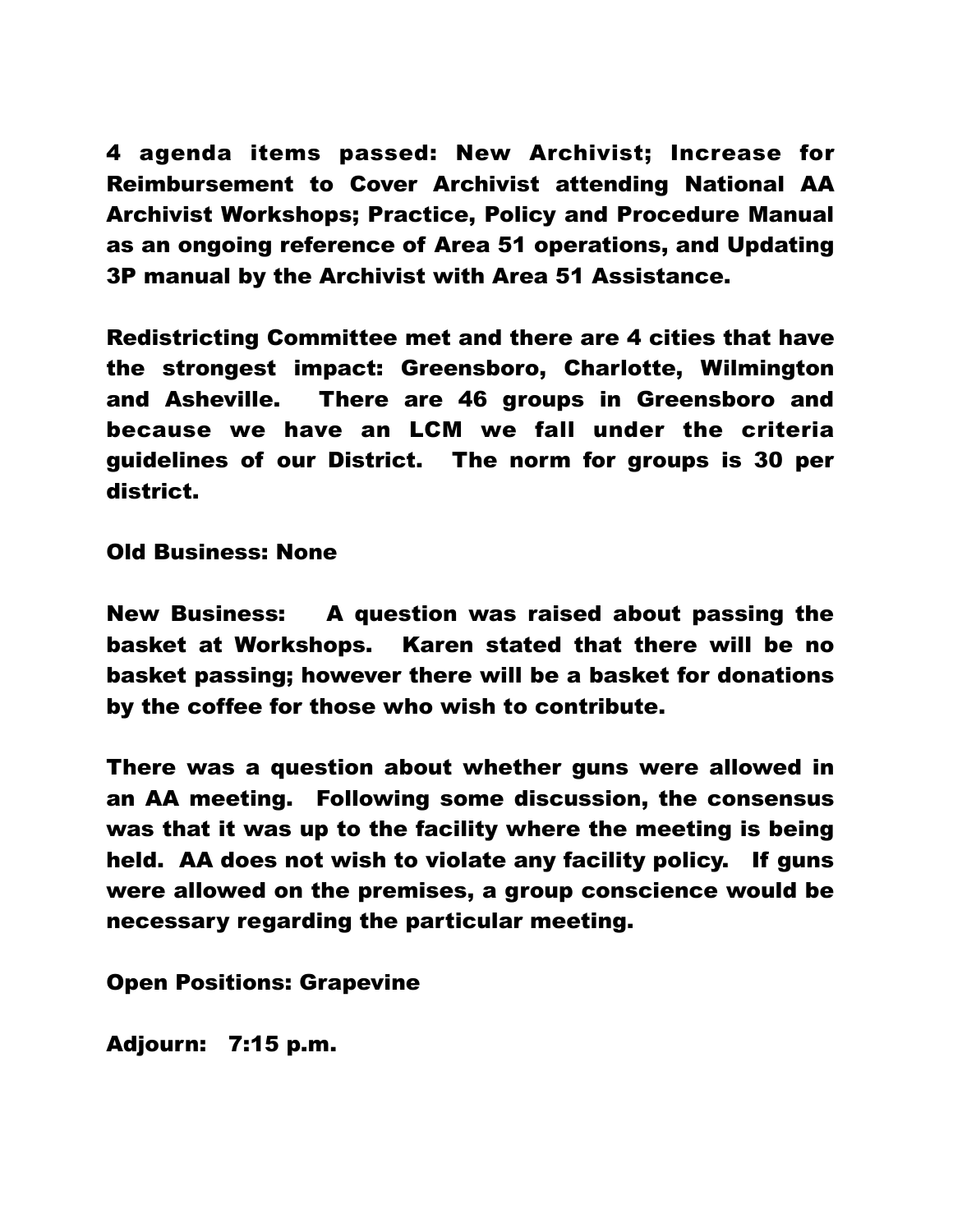**4 agenda items passed: New Archivist; Increase for Reimbursement to Cover Archivist attending National AA Archivist Workshops; Practice, Policy and Procedure Manual as an ongoing reference of Area 51 operations, and Updating 3P manual by the Archivist with Area 51 Assistance.**

**Redistricting Committee met and there are 4 cities that have the strongest impact: Greensboro, Charlotte, Wilmington and Asheville. There are 46 groups in Greensboro and because we have an LCM we fall under the criteria guidelines of our District. The norm for groups is 30 per district.**

**Old Business: None**

**New Business: A question was raised about passing the basket at Workshops. Karen stated that there will be no basket passing; however there will be a basket for donations by the coffee for those who wish to contribute.**

**There was a question about whether guns were allowed in an AA meeting. Following some discussion, the consensus was that it was up to the facility where the meeting is being held. AA does not wish to violate any facility policy. If guns were allowed on the premises, a group conscience would be necessary regarding the particular meeting.**

**Open Positions: Grapevine**

**Adjourn: 7:15 p.m.**